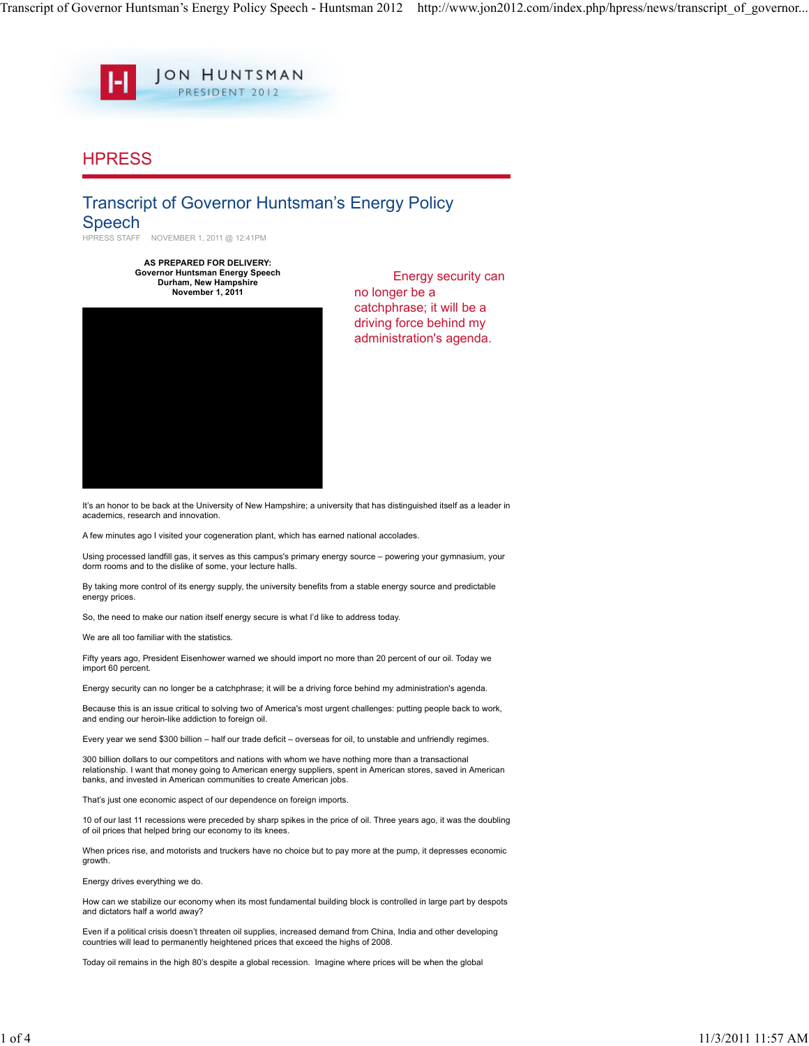JON HUNTSMAN
PRESIDENT 2012

## HPRESS

# Transcript of Governor Huntsman's Energy Policy Speech

HPRESS STAFF NOVEMBER 1, 2011 @ 12:41PM

**AS PREPARED FOR DELIVERY:**
**Governor Huntsman Energy Speech**
**Durham, New Hampshire**
**November 1, 2011**

Energy security can no longer be a catchphrase; it will be a driving force behind my administration's agenda.

It's an honor to be back at the University of New Hampshire; a university that has distinguished itself as a leader in academics, research and innovation.

A few minutes ago I visited your cogeneration plant, which has earned national accolades.

Using processed landfill gas, it serves as this campus's primary energy source – powering your gymnasium, your dorm rooms and to the dislike of some, your lecture halls.

By taking more control of its energy supply, the university benefits from a stable energy source and predictable energy prices.

So, the need to make our nation itself energy secure is what I'd like to address today.

We are all too familiar with the statistics.

Fifty years ago, President Eisenhower warned we should import no more than 20 percent of our oil. Today we import 60 percent.

Energy security can no longer be a catchphrase; it will be a driving force behind my administration's agenda.

Because this is an issue critical to solving two of America's most urgent challenges: putting people back to work, and ending our heroin-like addiction to foreign oil.

Every year we send $300 billion – half our trade deficit – overseas for oil, to unstable and unfriendly regimes.

300 billion dollars to our competitors and nations with whom we have nothing more than a transactional relationship. I want that money going to American energy suppliers, spent in American stores, saved in American banks, and invested in American communities to create American jobs.

That's just one economic aspect of our dependence on foreign imports.

10 of our last 11 recessions were preceded by sharp spikes in the price of oil. Three years ago, it was the doubling of oil prices that helped bring our economy to its knees.

When prices rise, and motorists and truckers have no choice but to pay more at the pump, it depresses economic growth.

Energy drives everything we do.

How can we stabilize our economy when its most fundamental building block is controlled in large part by despots and dictators half a world away?

Even if a political crisis doesn't threaten oil supplies, increased demand from China, India and other developing countries will lead to permanently heightened prices that exceed the highs of 2008.

Today oil remains in the high 80's despite a global recession. Imagine where prices will be when the global